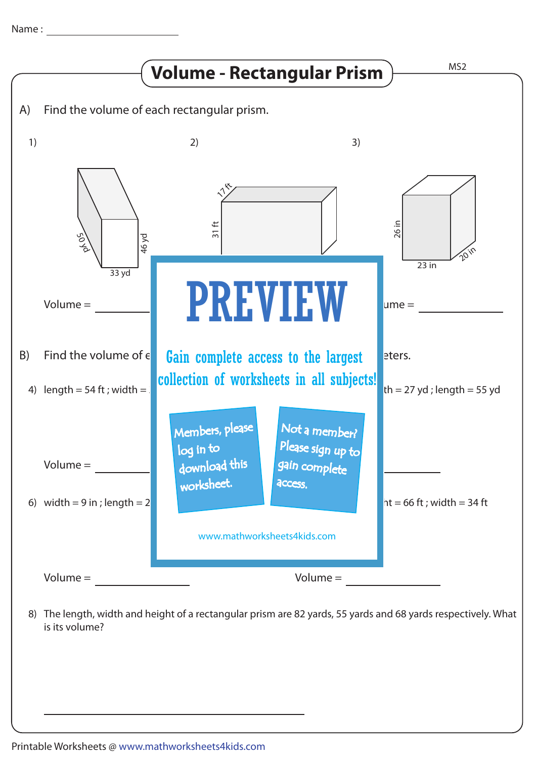Name : ________________________

# Volume - Rectangular Prism

MS2

A) Find the volume of each rectangular prism.

1)

50 yd

46 yd

33 yd

Volume = ____________

2)

17 ft

31 ft

3)

26 in

23 in

20 in

ume = ____________

# PREVIEW

Gain complete access to the largest collection of worksheets in all subjects!

Members, please log in to download this worksheet.

Not a member? Please sign up to gain complete access.

www.mathworksheets4kids.com

B) Find the volume of e ... eters.

4) length = 54 ft ; width = ... th = 27 yd ; length = 55 yd

Volume = ____________ ____________

6) width = 9 in ; length = 2 ... ht = 66 ft ; width = 34 ft

Volume = ____________ Volume = ____________

8) The length, width and height of a rectangular prism are 82 yards, 55 yards and 68 yards respectively. What is its volume?

____________________________________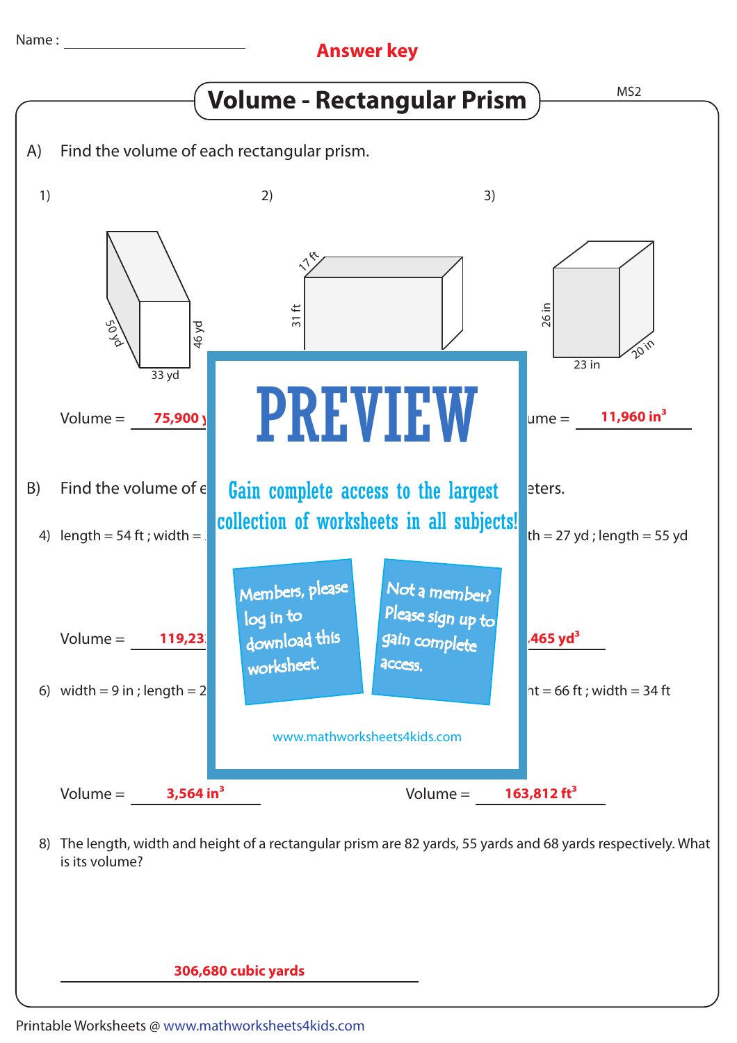Name : ______________________

**Answer key**

# Volume - Rectangular Prism

MS2

A) Find the volume of each rectangular prism.

1)

50 yd

46 yd

33 yd

Volume = **75,900 y**

2)

17 ft

31 ft

3)

26 in

23 in

20 in

Volume = **11,960 in$^3$**

**PREVIEW**

Gain complete access to the largest collection of worksheets in all subjects!

Members, please log in to download this worksheet.

Not a member? Please sign up to gain complete access.

www.mathworksheets4kids.com

B) Find the volume of e ... eters.

4) length = 54 ft ; width = ... th = 27 yd ; length = 55 yd

Volume = **119,23** ... **,465 yd$^3$**

6) width = 9 in ; length = 2 ... ht = 66 ft ; width = 34 ft

Volume = **3,564 in$^3$**

Volume = **163,812 ft$^3$**

8) The length, width and height of a rectangular prism are 82 yards, 55 yards and 68 yards respectively. What is its volume?

**306,680 cubic yards**

Printable Worksheets @ www.mathworksheets4kids.com